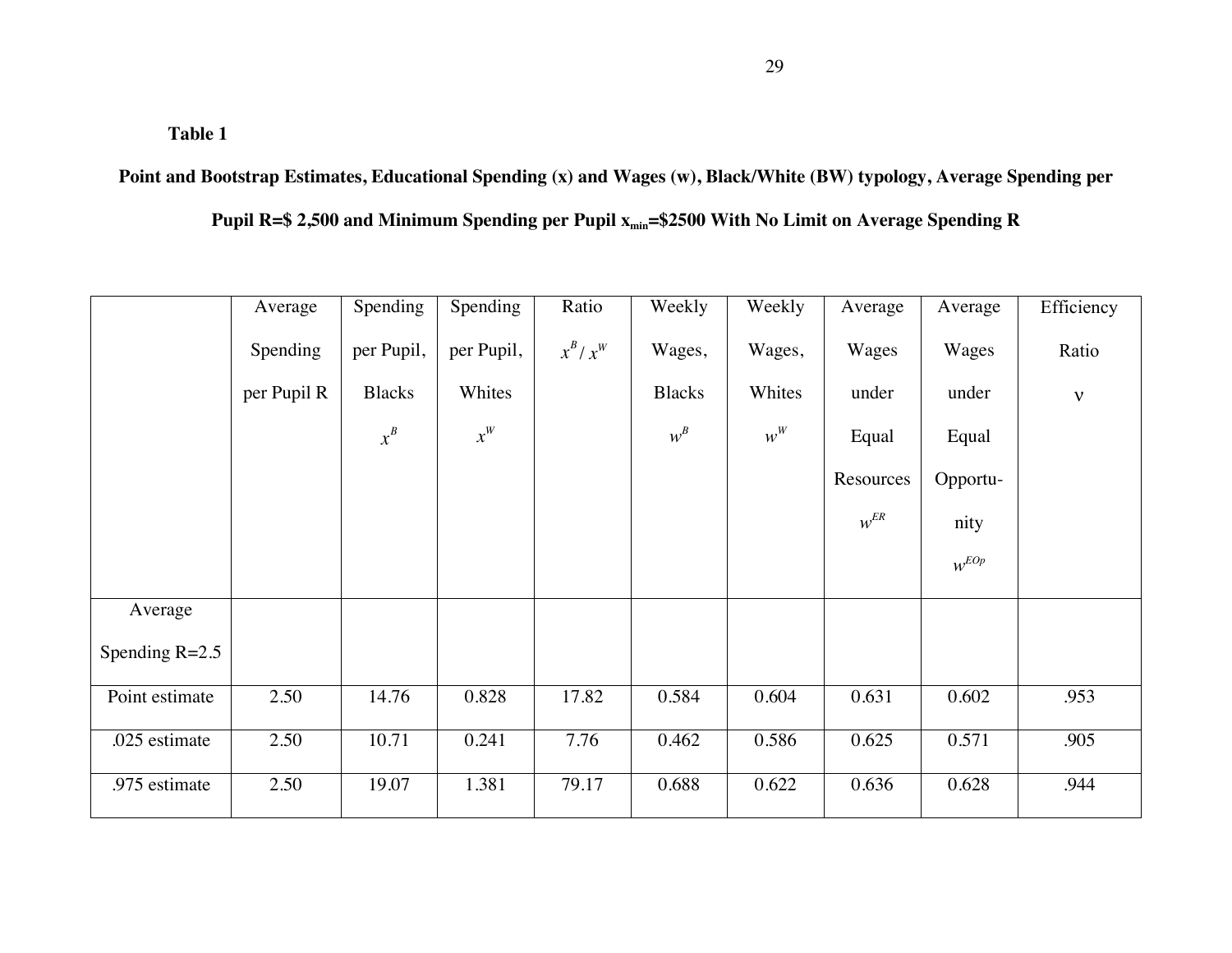**Table 1**

**Point and Bootstrap Estimates, Educational Spending (x) and Wages (w), Black/White (BW) typology, Average Spending per Pupil R=$ 2,500 and Minimum Spending per Pupil $x_{min}$=$2500 With No Limit on Average Spending R**

| | Average Spending per Pupil R | Spending per Pupil, Blacks $x^B$ | Spending per Pupil, Whites $x^W$ | Ratio $x^B / x^W$ | Weekly Wages, Blacks $w^B$ | Weekly Wages, Whites $w^W$ | Average Wages under Equal Resources $w^{ER}$ | Average Wages under Equal Opportunity $w^{EOp}$ | Efficiency Ratio $\nu$ |
|---|---|---|---|---|---|---|---|---|---|
| Average Spending R=2.5 | | | | | | | | | |
| Point estimate | 2.50 | 14.76 | 0.828 | 17.82 | 0.584 | 0.604 | 0.631 | 0.602 | .953 |
| .025 estimate | 2.50 | 10.71 | 0.241 | 7.76 | 0.462 | 0.586 | 0.625 | 0.571 | .905 |
| .975 estimate | 2.50 | 19.07 | 1.381 | 79.17 | 0.688 | 0.622 | 0.636 | 0.628 | .944 |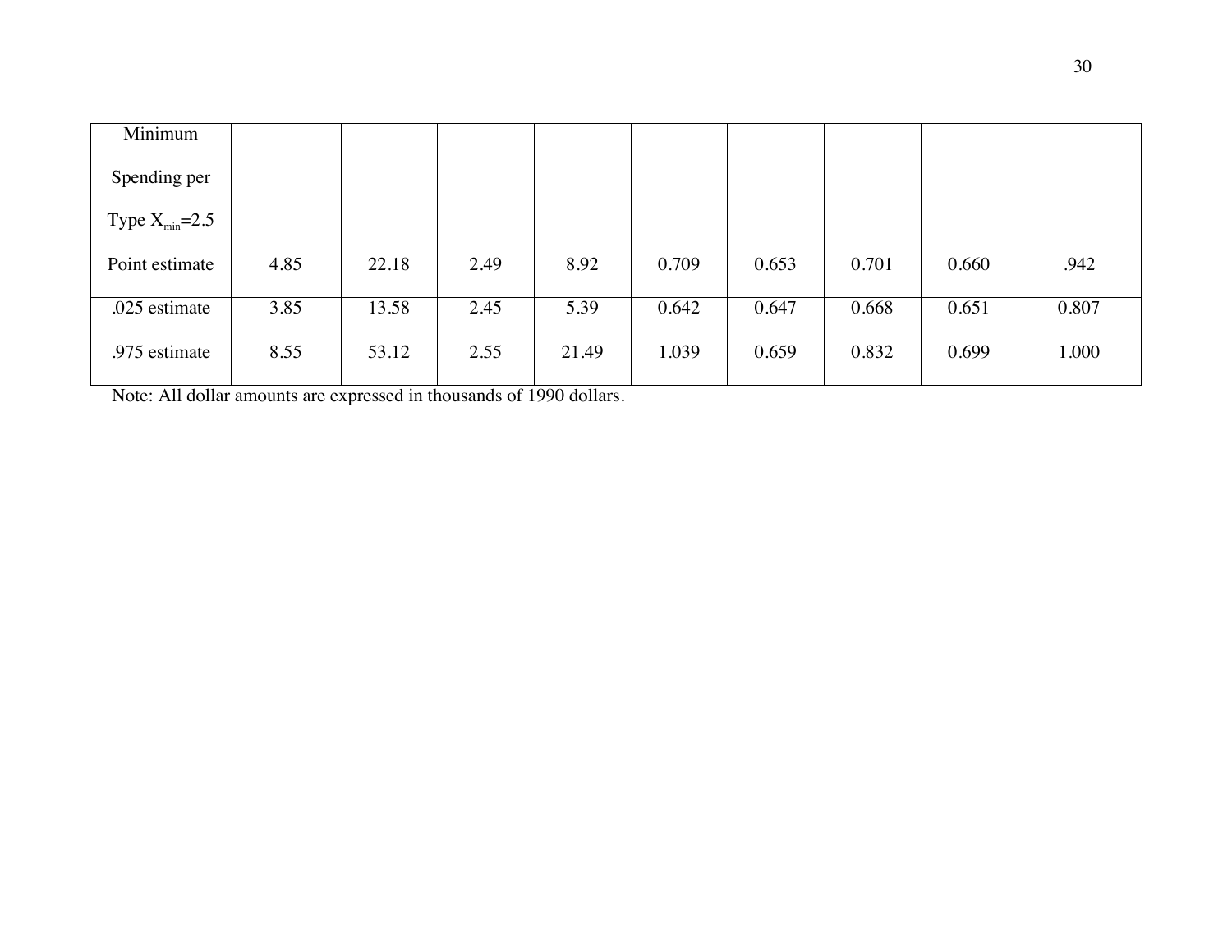| Minimum Spending per Type $X_{min}$=2.5 | | | | | | | | | |
|---|---|---|---|---|---|---|---|---|---|
| Point estimate | 4.85 | 22.18 | 2.49 | 8.92 | 0.709 | 0.653 | 0.701 | 0.660 | .942 |
| .025 estimate | 3.85 | 13.58 | 2.45 | 5.39 | 0.642 | 0.647 | 0.668 | 0.651 | 0.807 |
| .975 estimate | 8.55 | 53.12 | 2.55 | 21.49 | 1.039 | 0.659 | 0.832 | 0.699 | 1.000 |

Note: All dollar amounts are expressed in thousands of 1990 dollars.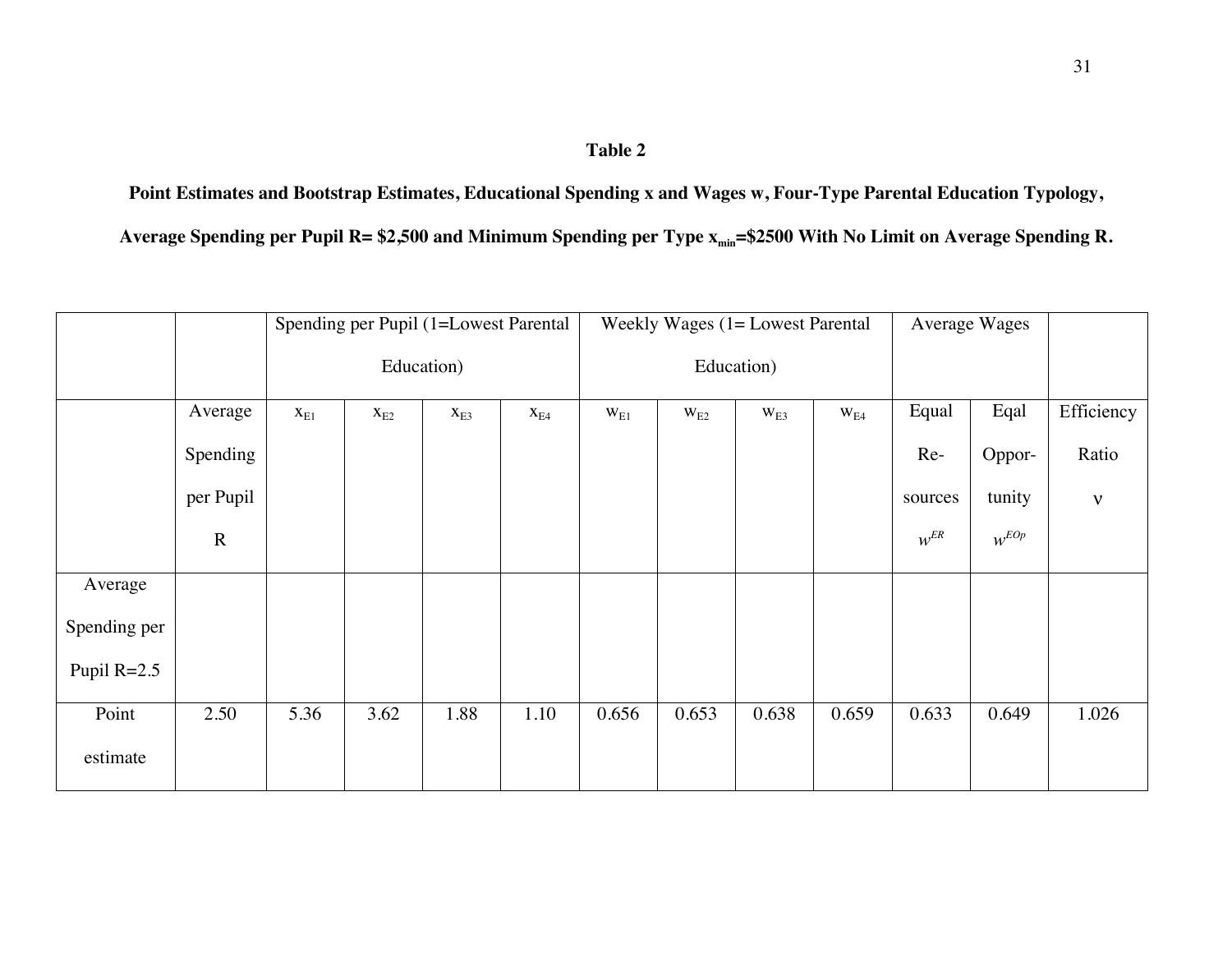**Table 2**

**Point Estimates and Bootstrap Estimates, Educational Spending x and Wages w, Four-Type Parental Education Typology, Average Spending per Pupil R= $2,500 and Minimum Spending per Type $x_{min}$=$2500 With No Limit on Average Spending R.**

| | | Spending per Pupil (1=Lowest Parental Education) | | | | Weekly Wages (1= Lowest Parental Education) | | | | Average Wages | | |
|---|---|---|---|---|---|---|---|---|---|---|---|---|
| | Average Spending per Pupil R | $x_{E1}$ | $x_{E2}$ | $x_{E3}$ | $x_{E4}$ | $w_{E1}$ | $w_{E2}$ | $w_{E3}$ | $w_{E4}$ | Equal Re-sources $w^{ER}$ | Eqal Oppor-tunity $w^{EOp}$ | Efficiency Ratio ν |
| Average Spending per Pupil R=2.5 | | | | | | | | | | | | |
| Point estimate | 2.50 | 5.36 | 3.62 | 1.88 | 1.10 | 0.656 | 0.653 | 0.638 | 0.659 | 0.633 | 0.649 | 1.026 |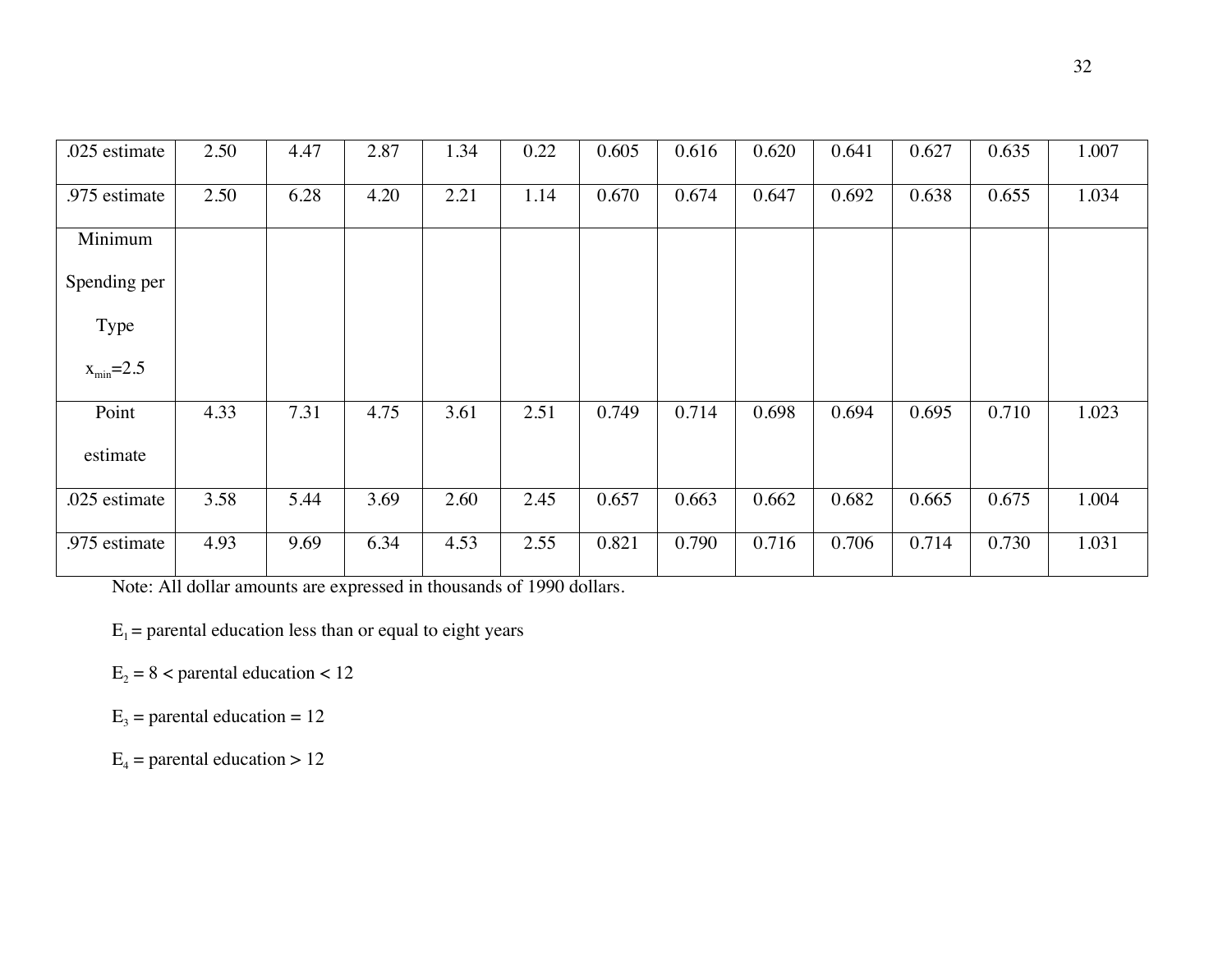| | | | | | | | | | | | | |
|---|---|---|---|---|---|---|---|---|---|---|---|---|
| .025 estimate | 2.50 | 4.47 | 2.87 | 1.34 | 0.22 | 0.605 | 0.616 | 0.620 | 0.641 | 0.627 | 0.635 | 1.007 |
| .975 estimate | 2.50 | 6.28 | 4.20 | 2.21 | 1.14 | 0.670 | 0.674 | 0.647 | 0.692 | 0.638 | 0.655 | 1.034 |
| Minimum Spending per Type $x_{min}$=2.5 | | | | | | | | | | | | |
| Point estimate | 4.33 | 7.31 | 4.75 | 3.61 | 2.51 | 0.749 | 0.714 | 0.698 | 0.694 | 0.695 | 0.710 | 1.023 |
| .025 estimate | 3.58 | 5.44 | 3.69 | 2.60 | 2.45 | 0.657 | 0.663 | 0.662 | 0.682 | 0.665 | 0.675 | 1.004 |
| .975 estimate | 4.93 | 9.69 | 6.34 | 4.53 | 2.55 | 0.821 | 0.790 | 0.716 | 0.706 | 0.714 | 0.730 | 1.031 |

Note: All dollar amounts are expressed in thousands of 1990 dollars.

$E_1$ = parental education less than or equal to eight years

$E_2$ = 8 < parental education < 12

$E_3$ = parental education = 12

$E_4$ = parental education > 12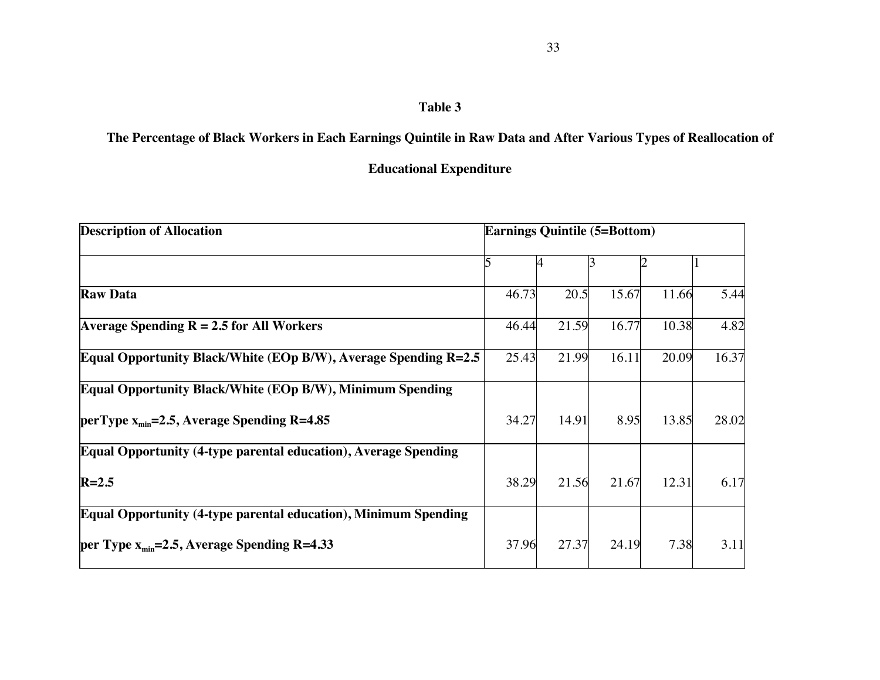**Table 3**

**The Percentage of Black Workers in Each Earnings Quintile in Raw Data and After Various Types of Reallocation of Educational Expenditure**

| Description of Allocation | Earnings Quintile (5=Bottom) | | | | |
|---|---|---|---|---|---|
| | 5 | 4 | 3 | 2 | 1 |
| **Raw Data** | 46.73 | 20.5 | 15.67 | 11.66 | 5.44 |
| **Average Spending R = 2.5 for All Workers** | 46.44 | 21.59 | 16.77 | 10.38 | 4.82 |
| **Equal Opportunity Black/White (EOp B/W), Average Spending R=2.5** | 25.43 | 21.99 | 16.11 | 20.09 | 16.37 |
| **Equal Opportunity Black/White (EOp B/W), Minimum Spending perType $x_{min}$=2.5, Average Spending R=4.85** | 34.27 | 14.91 | 8.95 | 13.85 | 28.02 |
| **Equal Opportunity (4-type parental education), Average Spending R=2.5** | 38.29 | 21.56 | 21.67 | 12.31 | 6.17 |
| **Equal Opportunity (4-type parental education), Minimum Spending per Type $x_{min}$=2.5, Average Spending R=4.33** | 37.96 | 27.37 | 24.19 | 7.38 | 3.11 |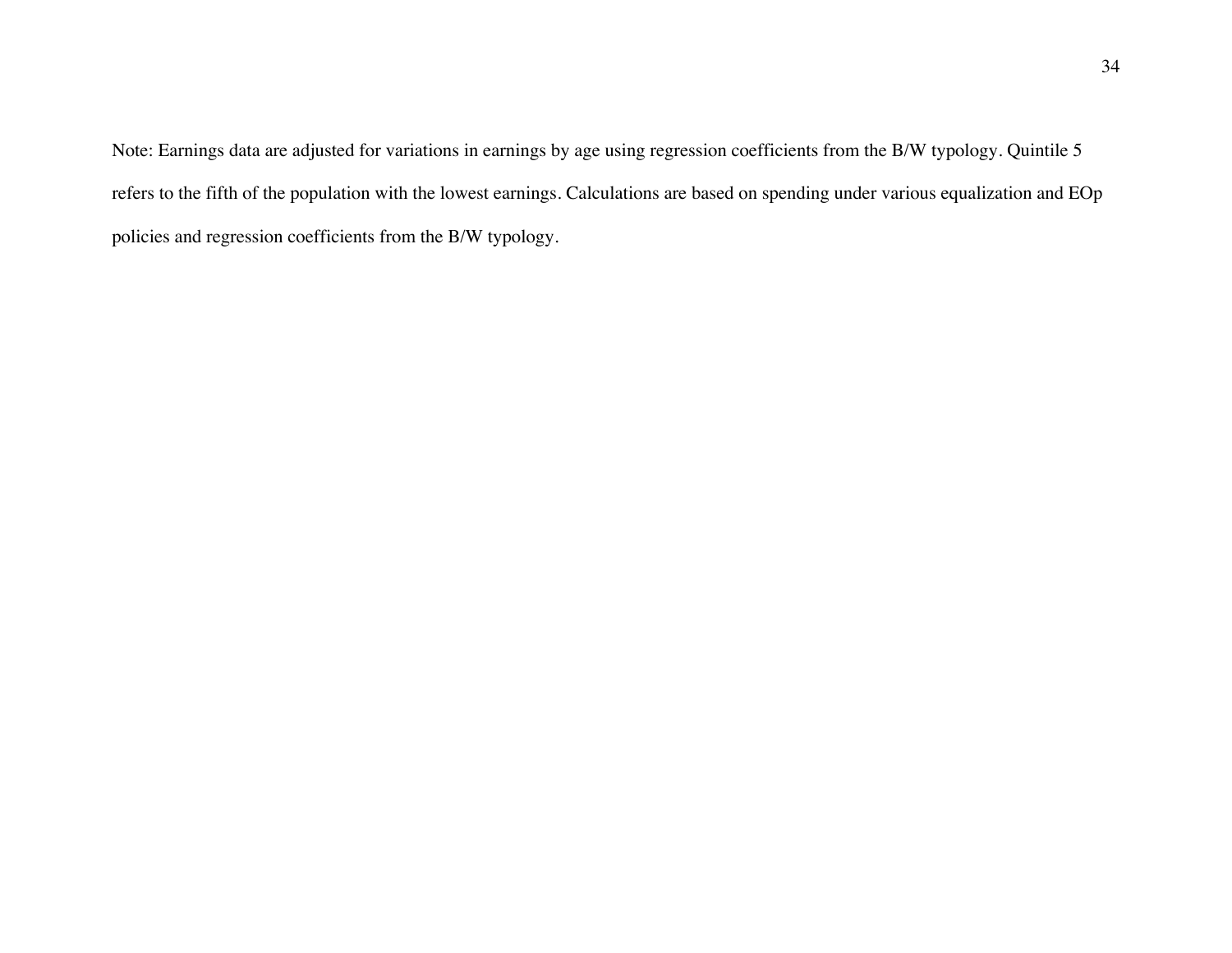Note: Earnings data are adjusted for variations in earnings by age using regression coefficients from the B/W typology. Quintile 5 refers to the fifth of the population with the lowest earnings. Calculations are based on spending under various equalization and EOp policies and regression coefficients from the B/W typology.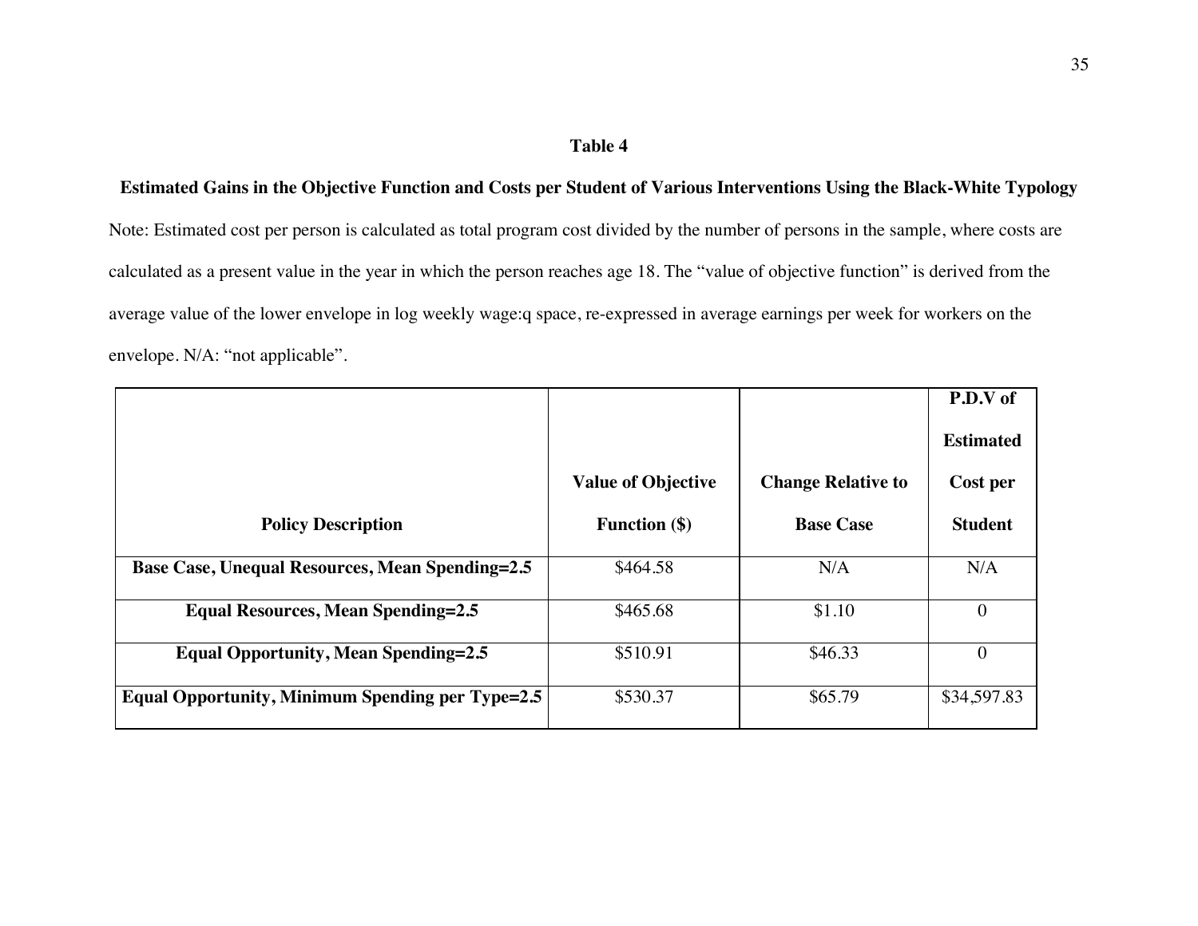**Table 4**

**Estimated Gains in the Objective Function and Costs per Student of Various Interventions Using the Black-White Typology**

Note: Estimated cost per person is calculated as total program cost divided by the number of persons in the sample, where costs are calculated as a present value in the year in which the person reaches age 18. The "value of objective function" is derived from the average value of the lower envelope in log weekly wage:q space, re-expressed in average earnings per week for workers on the envelope. N/A: "not applicable".

| Policy Description | Value of Objective Function ($) | Change Relative to Base Case | P.D.V of Estimated Cost per Student |
|---|---|---|---|
| **Base Case, Unequal Resources, Mean Spending=2.5** | $464.58 | N/A | N/A |
| **Equal Resources, Mean Spending=2.5** | $465.68 | $1.10 | 0 |
| **Equal Opportunity, Mean Spending=2.5** | $510.91 | $46.33 | 0 |
| **Equal Opportunity, Minimum Spending per Type=2.5** | $530.37 | $65.79 | $34,597.83 |